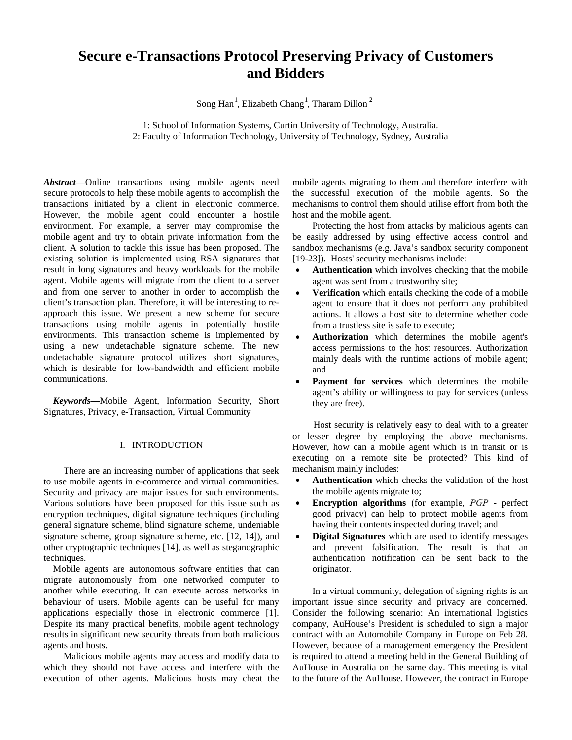# Secure e-Transactions Protocol Preserving Privacy of Customers and Bidders

Song Han[1], Elizabeth Chang[1], Tharam Dillon[2]

1: School of Information Systems, Curtin University of Technology, Australia.
2: Faculty of Information Technology, University of Technology, Sydney, Australia

***Abstract*—**Online transactions using mobile agents need secure protocols to help these mobile agents to accomplish the transactions initiated by a client in electronic commerce. However, the mobile agent could encounter a hostile environment. For example, a server may compromise the mobile agent and try to obtain private information from the client. A solution to tackle this issue has been proposed. The existing solution is implemented using RSA signatures that result in long signatures and heavy workloads for the mobile agent. Mobile agents will migrate from the client to a server and from one server to another in order to accomplish the client's transaction plan. Therefore, it will be interesting to re-approach this issue. We present a new scheme for secure transactions using mobile agents in potentially hostile environments. This transaction scheme is implemented by using a new undetachable signature scheme. The new undetachable signature protocol utilizes short signatures, which is desirable for low-bandwidth and efficient mobile communications.

***Keywords*—**Mobile Agent, Information Security, Short Signatures, Privacy, e-Transaction, Virtual Community

## I. INTRODUCTION

There are an increasing number of applications that seek to use mobile agents in e-commerce and virtual communities. Security and privacy are major issues for such environments. Various solutions have been proposed for this issue such as encryption techniques, digital signature techniques (including general signature scheme, blind signature scheme, undeniable signature scheme, group signature scheme, etc. [12, 14]), and other cryptographic techniques [14], as well as steganographic techniques.

Mobile agents are autonomous software entities that can migrate autonomously from one networked computer to another while executing. It can execute across networks in behaviour of users. Mobile agents can be useful for many applications especially those in electronic commerce [1]. Despite its many practical benefits, mobile agent technology results in significant new security threats from both malicious agents and hosts.

Malicious mobile agents may access and modify data to which they should not have access and interfere with the execution of other agents. Malicious hosts may cheat the mobile agents migrating to them and therefore interfere with the successful execution of the mobile agents. So the mechanisms to control them should utilise effort from both the host and the mobile agent.

Protecting the host from attacks by malicious agents can be easily addressed by using effective access control and sandbox mechanisms (e.g. Java's sandbox security component [19-23]). Hosts' security mechanisms include:

- **Authentication** which involves checking that the mobile agent was sent from a trustworthy site;
- **Verification** which entails checking the code of a mobile agent to ensure that it does not perform any prohibited actions. It allows a host site to determine whether code from a trustless site is safe to execute;
- **Authorization** which determines the mobile agent's access permissions to the host resources. Authorization mainly deals with the runtime actions of mobile agent; and
- **Payment for services** which determines the mobile agent's ability or willingness to pay for services (unless they are free).

Host security is relatively easy to deal with to a greater or lesser degree by employing the above mechanisms. However, how can a mobile agent which is in transit or is executing on a remote site be protected? This kind of mechanism mainly includes:

- **Authentication** which checks the validation of the host the mobile agents migrate to;
- **Encryption algorithms** (for example, *PGP* - perfect good privacy) can help to protect mobile agents from having their contents inspected during travel; and
- **Digital Signatures** which are used to identify messages and prevent falsification. The result is that an authentication notification can be sent back to the originator.

In a virtual community, delegation of signing rights is an important issue since security and privacy are concerned. Consider the following scenario: An international logistics company, AuHouse's President is scheduled to sign a major contract with an Automobile Company in Europe on Feb 28. However, because of a management emergency the President is required to attend a meeting held in the General Building of AuHouse in Australia on the same day. This meeting is vital to the future of the AuHouse. However, the contract in Europe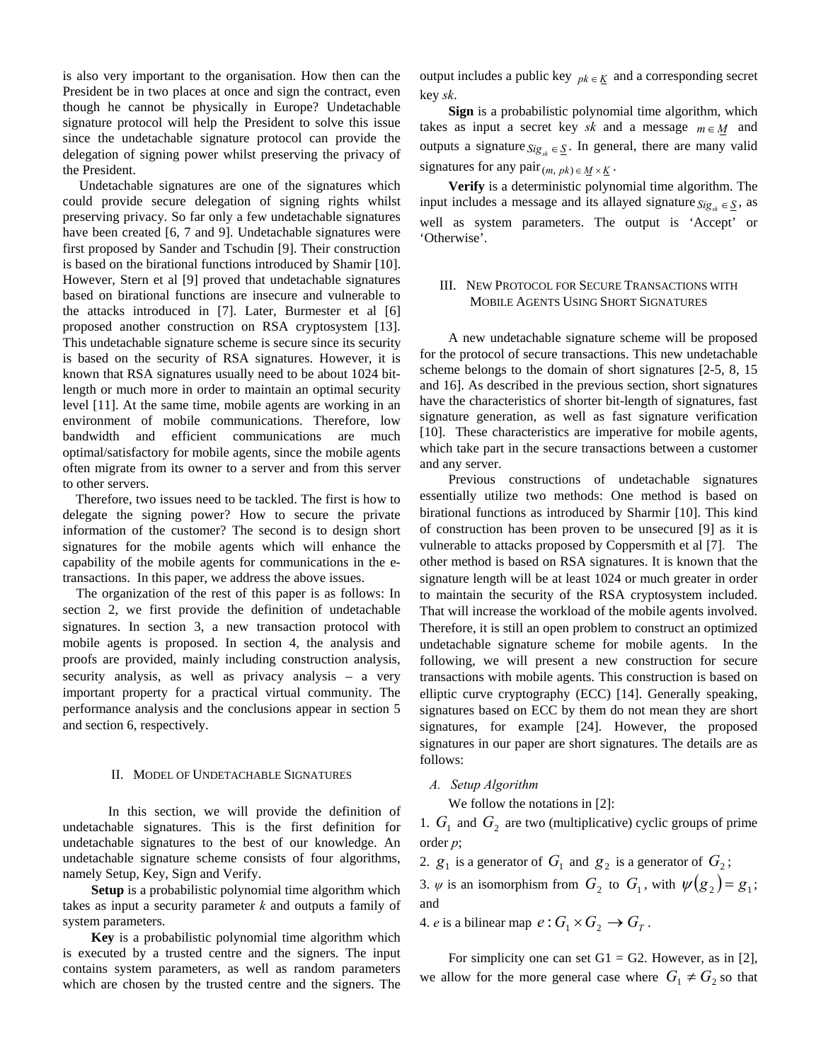is also very important to the organisation. How then can the President be in two places at once and sign the contract, even though he cannot be physically in Europe? Undetachable signature protocol will help the President to solve this issue since the undetachable signature protocol can provide the delegation of signing power whilst preserving the privacy of the President.

Undetachable signatures are one of the signatures which could provide secure delegation of signing rights whilst preserving privacy. So far only a few undetachable signatures have been created [6, 7 and 9]. Undetachable signatures were first proposed by Sander and Tschudin [9]. Their construction is based on the birational functions introduced by Shamir [10]. However, Stern et al [9] proved that undetachable signatures based on birational functions are insecure and vulnerable to the attacks introduced in [7]. Later, Burmester et al [6] proposed another construction on RSA cryptosystem [13]. This undetachable signature scheme is secure since its security is based on the security of RSA signatures. However, it is known that RSA signatures usually need to be about 1024 bit-length or much more in order to maintain an optimal security level [11]. At the same time, mobile agents are working in an environment of mobile communications. Therefore, low bandwidth and efficient communications are much optimal/satisfactory for mobile agents, since the mobile agents often migrate from its owner to a server and from this server to other servers.

Therefore, two issues need to be tackled. The first is how to delegate the signing power? How to secure the private information of the customer? The second is to design short signatures for the mobile agents which will enhance the capability of the mobile agents for communications in the e-transactions. In this paper, we address the above issues.

The organization of the rest of this paper is as follows: In section 2, we first provide the definition of undetachable signatures. In section 3, a new transaction protocol with mobile agents is proposed. In section 4, the analysis and proofs are provided, mainly including construction analysis, security analysis, as well as privacy analysis – a very important property for a practical virtual community. The performance analysis and the conclusions appear in section 5 and section 6, respectively.

## II. Model of Undetachable Signatures

In this section, we will provide the definition of undetachable signatures. This is the first definition for undetachable signatures to the best of our knowledge. An undetachable signature scheme consists of four algorithms, namely Setup, Key, Sign and Verify.

**Setup** is a probabilistic polynomial time algorithm which takes as input a security parameter *k* and outputs a family of system parameters.

**Key** is a probabilistic polynomial time algorithm which is executed by a trusted centre and the signers. The input contains system parameters, as well as random parameters which are chosen by the trusted centre and the signers. The output includes a public key $pk \in \underline{K}$ and a corresponding secret key *sk*.

**Sign** is a probabilistic polynomial time algorithm, which takes as input a secret key *sk* and a message $m \in \underline{M}$ and outputs a signature $Sig_{sk} \in \underline{S}$. In general, there are many valid signatures for any pair $(m, pk) \in \underline{M} \times \underline{K}$.

**Verify** is a deterministic polynomial time algorithm. The input includes a message and its allayed signature $Sig_{sk} \in \underline{S}$, as well as system parameters. The output is 'Accept' or 'Otherwise'.

## III. New Protocol for Secure Transactions with Mobile Agents Using Short Signatures

A new undetachable signature scheme will be proposed for the protocol of secure transactions. This new undetachable scheme belongs to the domain of short signatures [2-5, 8, 15 and 16]. As described in the previous section, short signatures have the characteristics of shorter bit-length of signatures, fast signature generation, as well as fast signature verification [10]. These characteristics are imperative for mobile agents, which take part in the secure transactions between a customer and any server.

Previous constructions of undetachable signatures essentially utilize two methods: One method is based on birational functions as introduced by Sharmir [10]. This kind of construction has been proven to be unsecured [9] as it is vulnerable to attacks proposed by Coppersmith et al [7]. The other method is based on RSA signatures. It is known that the signature length will be at least 1024 or much greater in order to maintain the security of the RSA cryptosystem included. That will increase the workload of the mobile agents involved. Therefore, it is still an open problem to construct an optimized undetachable signature scheme for mobile agents. In the following, we will present a new construction for secure transactions with mobile agents. This construction is based on elliptic curve cryptography (ECC) [14]. Generally speaking, signatures based on ECC by them do not mean they are short signatures, for example [24]. However, the proposed signatures in our paper are short signatures. The details are as follows:

### A. Setup Algorithm

We follow the notations in [2]:

1. $G_1$ and $G_2$ are two (multiplicative) cyclic groups of prime order *p*;
2. $g_1$ is a generator of $G_1$ and $g_2$ is a generator of $G_2$;
3. $\psi$ is an isomorphism from $G_2$ to $G_1$, with $\psi(g_2) = g_1$; and
4. *e* is a bilinear map $e : G_1 \times G_2 \rightarrow G_T$.

For simplicity one can set G1 = G2. However, as in [2], we allow for the more general case where $G_1 \neq G_2$ so that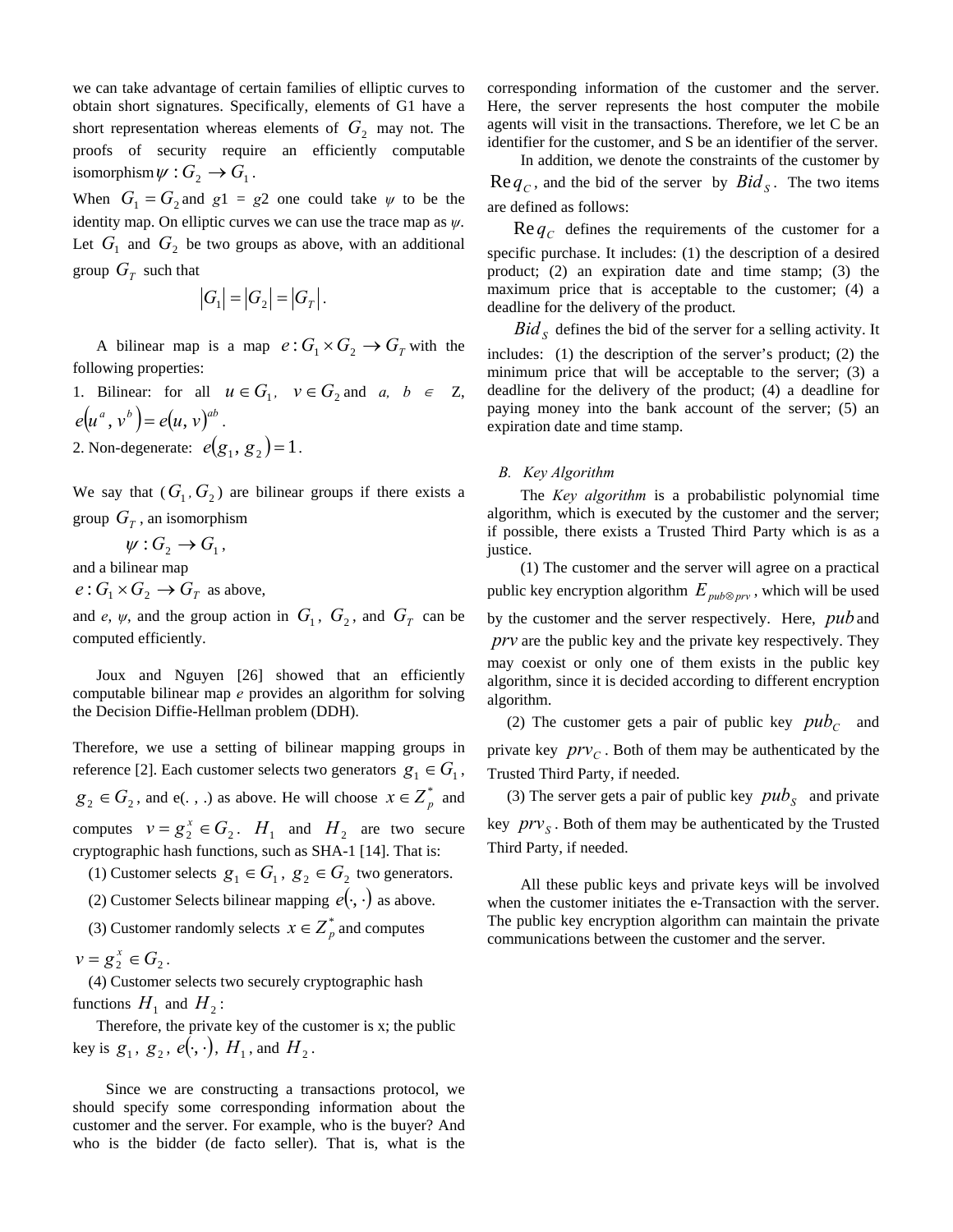we can take advantage of certain families of elliptic curves to obtain short signatures. Specifically, elements of G1 have a short representation whereas elements of $G_2$ may not. The proofs of security require an efficiently computable isomorphism $\psi : G_2 \rightarrow G_1$.

When $G_1 = G_2$ and $g1 = g2$ one could take $\psi$ to be the identity map. On elliptic curves we can use the trace map as $\psi$. Let $G_1$ and $G_2$ be two groups as above, with an additional group $G_T$ such that

$$|G_1| = |G_2| = |G_T|.$$

A bilinear map is a map $e : G_1 \times G_2 \rightarrow G_T$ with the following properties:

1. Bilinear: for all $u \in G_1$, $v \in G_2$ and $a, b \in$ Z, $e(u^a, v^b) = e(u, v)^{ab}$.
2. Non-degenerate: $e(g_1, g_2) = 1$.

We say that $(G_1, G_2)$ are bilinear groups if there exists a group $G_T$, an isomorphism

$$\psi : G_2 \rightarrow G_1,$$

and a bilinear map

$e : G_1 \times G_2 \rightarrow G_T$ as above,

and $e$, $\psi$, and the group action in $G_1$, $G_2$, and $G_T$ can be computed efficiently.

Joux and Nguyen [26] showed that an efficiently computable bilinear map $e$ provides an algorithm for solving the Decision Diffie-Hellman problem (DDH).

Therefore, we use a setting of bilinear mapping groups in reference [2]. Each customer selects two generators $g_1 \in G_1$, $g_2 \in G_2$, and e(. , .) as above. He will choose $x \in Z_p^*$ and computes $v = g_2^x \in G_2$. $H_1$ and $H_2$ are two secure cryptographic hash functions, such as SHA-1 [14]. That is:

(1) Customer selects $g_1 \in G_1$, $g_2 \in G_2$ two generators.

(2) Customer Selects bilinear mapping $e(\cdot, \cdot)$ as above.

(3) Customer randomly selects $x \in Z_p^*$ and computes $v = g_2^x \in G_2$.

(4) Customer selects two securely cryptographic hash functions $H_1$ and $H_2$:

Therefore, the private key of the customer is x; the public key is $g_1$, $g_2$, $e(\cdot, \cdot)$, $H_1$, and $H_2$.

Since we are constructing a transactions protocol, we should specify some corresponding information about the customer and the server. For example, who is the buyer? And who is the bidder (de facto seller). That is, what is the corresponding information of the customer and the server. Here, the server represents the host computer the mobile agents will visit in the transactions. Therefore, we let C be an identifier for the customer, and S be an identifier of the server.

In addition, we denote the constraints of the customer by $\mathrm{Re}q_C$, and the bid of the server by $Bid_S$. The two items are defined as follows:

$\mathrm{Re}q_C$ defines the requirements of the customer for a specific purchase. It includes: (1) the description of a desired product; (2) an expiration date and time stamp; (3) the maximum price that is acceptable to the customer; (4) a deadline for the delivery of the product.

$Bid_S$ defines the bid of the server for a selling activity. It includes: (1) the description of the server's product; (2) the minimum price that will be acceptable to the server; (3) a deadline for the delivery of the product; (4) a deadline for paying money into the bank account of the server; (5) an expiration date and time stamp.

### B. *Key Algorithm*

The *Key algorithm* is a probabilistic polynomial time algorithm, which is executed by the customer and the server; if possible, there exists a Trusted Third Party which is as a justice.

(1) The customer and the server will agree on a practical public key encryption algorithm $E_{pub \otimes prv}$, which will be used by the customer and the server respectively. Here, $pub$ and $prv$ are the public key and the private key respectively. They may coexist or only one of them exists in the public key algorithm, since it is decided according to different encryption algorithm.

(2) The customer gets a pair of public key $pub_C$ and private key $prv_C$. Both of them may be authenticated by the Trusted Third Party, if needed.

(3) The server gets a pair of public key $pub_S$ and private key $prv_S$. Both of them may be authenticated by the Trusted Third Party, if needed.

All these public keys and private keys will be involved when the customer initiates the e-Transaction with the server. The public key encryption algorithm can maintain the private communications between the customer and the server.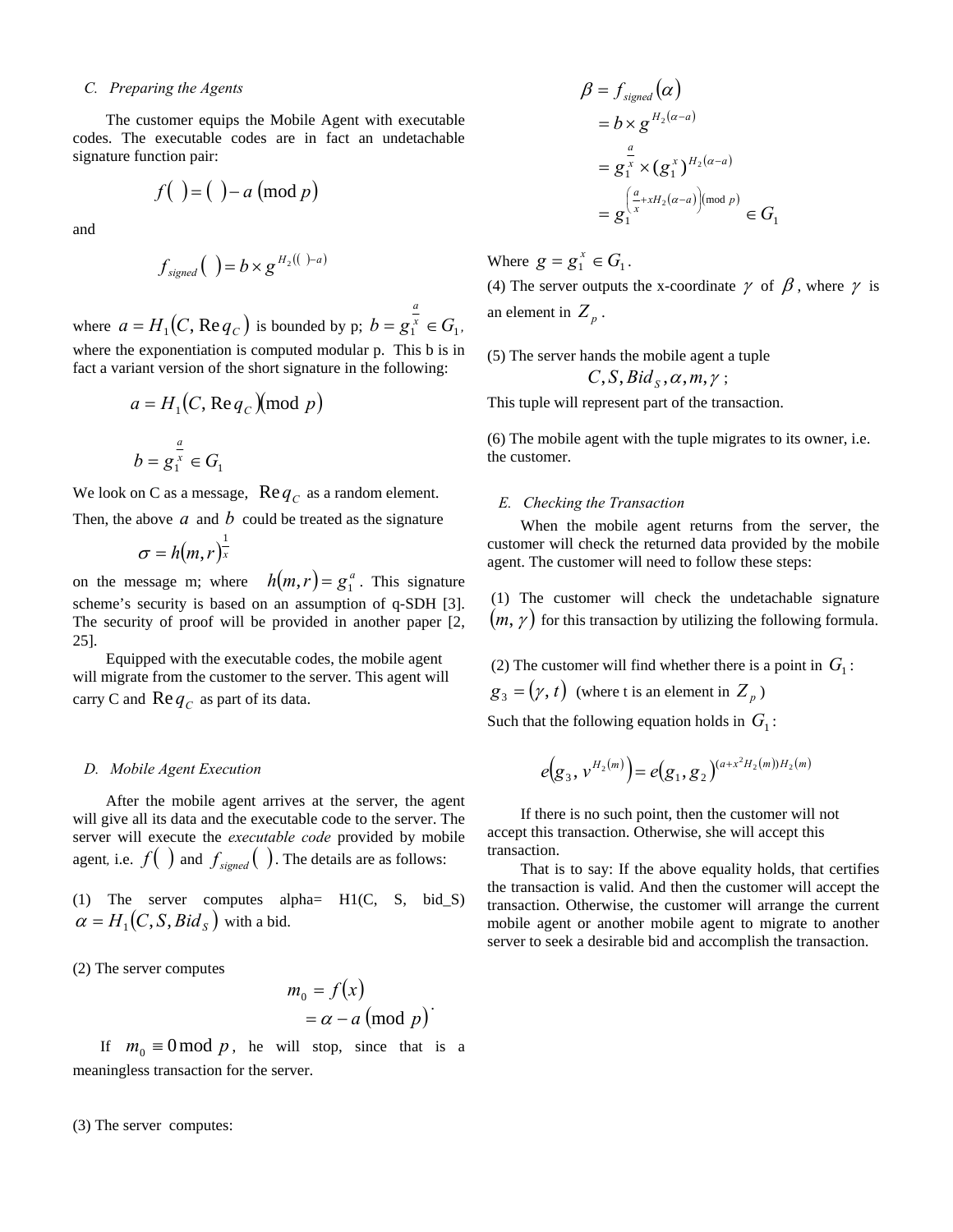### C. Preparing the Agents

The customer equips the Mobile Agent with executable codes. The executable codes are in fact an undetachable signature function pair:

$$f(\ ) = (\ ) - a \ (\text{mod } p)$$

and

$$f_{signed}(\ ) = b \times g^{H_2((\ )-a)}$$

where $a = H_1(C, \text{Re}q_C)$ is bounded by p; $b = g_1^{\frac{a}{x}} \in G_1$, where the exponentiation is computed modular p. This b is in fact a variant version of the short signature in the following:

$$a = H_1(C, \text{Re}q_C)(\text{mod } p)$$

$$b = g_1^{\frac{a}{x}} \in G_1$$

We look on C as a message, $\text{Re}q_C$ as a random element. Then, the above $a$ and $b$ could be treated as the signature

$$\sigma = h(m,r)^{\frac{1}{x}}$$

on the message m; where $h(m,r) = g_1^a$. This signature scheme's security is based on an assumption of q-SDH [3]. The security of proof will be provided in another paper [2, 25].

Equipped with the executable codes, the mobile agent will migrate from the customer to the server. This agent will carry C and $\text{Re}q_C$ as part of its data.

### D. Mobile Agent Execution

After the mobile agent arrives at the server, the agent will give all its data and the executable code to the server. The server will execute the *executable code* provided by mobile agent, i.e. $f(\ )$ and $f_{signed}(\ )$. The details are as follows:

(1) The server computes alpha= H1(C, S, bid_S) $\alpha = H_1(C, S, Bid_S)$ with a bid.

(2) The server computes

$$\begin{aligned} m_0 &= f(x) \\ &= \alpha - a \ (\text{mod } p) \end{aligned}.$$

If $m_0 \equiv 0 \bmod p$, he will stop, since that is a meaningless transaction for the server.

(3) The server computes:

$$\begin{aligned} \beta &= f_{signed}(\alpha) \\ &= b \times g^{H_2(\alpha - a)} \\ &= g_1^{\frac{a}{x}} \times (g_1^x)^{H_2(\alpha - a)} \\ &= g_1^{\left(\frac{a}{x} + xH_2(\alpha - a)\right)(\text{mod } p)} \in G_1 \end{aligned}$$

Where $g = g_1^x \in G_1$.

(4) The server outputs the x-coordinate $\gamma$ of $\beta$, where $\gamma$ is an element in $Z_p$.

(5) The server hands the mobile agent a tuple

$$C, S, Bid_S, \alpha, m, \gamma;$$

This tuple will represent part of the transaction.

(6) The mobile agent with the tuple migrates to its owner, i.e. the customer.

### E. Checking the Transaction

When the mobile agent returns from the server, the customer will check the returned data provided by the mobile agent. The customer will need to follow these steps:

(1) The customer will check the undetachable signature $(m, \gamma)$ for this transaction by utilizing the following formula.

(2) The customer will find whether there is a point in $G_1$: $g_3 = (\gamma, t)$ (where t is an element in $Z_p$)

Such that the following equation holds in $G_1$:

$$e\left(g_3, v^{H_2(m)}\right) = e(g_1, g_2)^{(a + x^2 H_2(m))H_2(m)}$$

If there is no such point, then the customer will not accept this transaction. Otherwise, she will accept this transaction.

That is to say: If the above equality holds, that certifies the transaction is valid. And then the customer will accept the transaction. Otherwise, the customer will arrange the current mobile agent or another mobile agent to migrate to another server to seek a desirable bid and accomplish the transaction.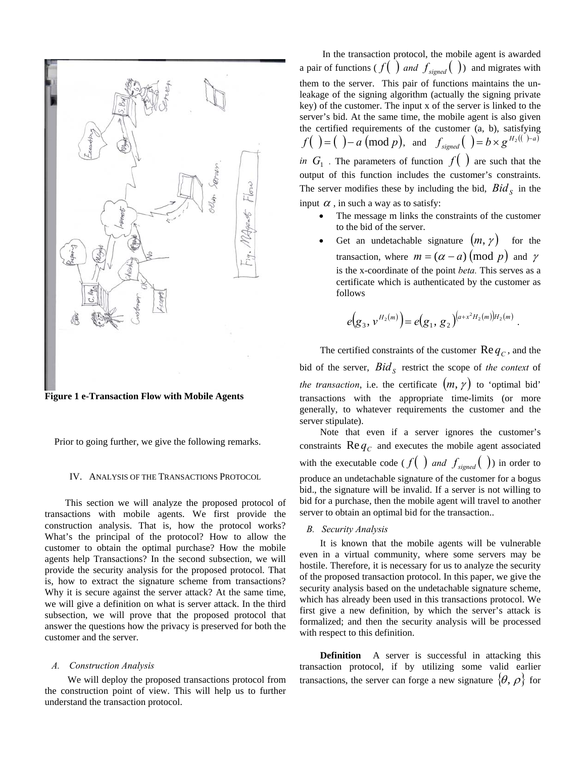Figure 1 e-Transaction Flow with Mobile Agents

Prior to going further, we give the following remarks.

## IV. Analysis of the Transactions Protocol

This section we will analyze the proposed protocol of transactions with mobile agents. We first provide the construction analysis. That is, how the protocol works? What's the principal of the protocol? How to allow the customer to obtain the optimal purchase? How the mobile agents help Transactions? In the second subsection, we will provide the security analysis for the proposed protocol. That is, how to extract the signature scheme from transactions? Why it is secure against the server attack? At the same time, we will give a definition on what is server attack. In the third subsection, we will prove that the proposed protocol that answer the questions how the privacy is preserved for both the customer and the server.

### A. Construction Analysis

We will deploy the proposed transactions protocol from the construction point of view. This will help us to further understand the transaction protocol.

In the transaction protocol, the mobile agent is awarded a pair of functions ( $f(\ )$ *and* $f_{signed}(\ )$) and migrates with them to the server. This pair of functions maintains the un-leakage of the signing algorithm (actually the signing private key) of the customer. The input x of the server is linked to the server's bid. At the same time, the mobile agent is also given the certified requirements of the customer (a, b), satisfying $f(\ ) = (\ ) - a \pmod p$, and $f_{signed}(\ ) = b \times g^{H_2((\ )-a)}$ *in* $G_1$ . The parameters of function $f(\ )$ are such that the output of this function includes the customer's constraints. The server modifies these by including the bid, $Bid_S$ in the input $\alpha$ , in such a way as to satisfy:

- The message m links the constraints of the customer to the bid of the server.
- Get an undetachable signature $(m, \gamma)$ for the transaction, where $m = (\alpha - a) \pmod p$ and $\gamma$ is the x-coordinate of the point *beta*. This serves as a certificate which is authenticated by the customer as follows

$$e\left(g_3, v^{H_2(m)}\right) = e\left(g_1, g_2\right)^{\left(a + x^2 H_2(m)\right) H_2(m)} .$$

The certified constraints of the customer $\mathrm{Re}\,q_C$ , and the bid of the server, $Bid_S$ restrict the scope of *the context* of *the transaction*, i.e. the certificate $(m, \gamma)$ to 'optimal bid' transactions with the appropriate time-limits (or more generally, to whatever requirements the customer and the server stipulate).

Note that even if a server ignores the customer's constraints $\mathrm{Re}\,q_C$ and executes the mobile agent associated with the executable code ( $f(\ )$ *and* $f_{signed}(\ )$) in order to produce an undetachable signature of the customer for a bogus bid., the signature will be invalid. If a server is not willing to bid for a purchase, then the mobile agent will travel to another server to obtain an optimal bid for the transaction..

### B. Security Analysis

It is known that the mobile agents will be vulnerable even in a virtual community, where some servers may be hostile. Therefore, it is necessary for us to analyze the security of the proposed transaction protocol. In this paper, we give the security analysis based on the undetachable signature scheme, which has already been used in this transactions protocol. We first give a new definition, by which the server's attack is formalized; and then the security analysis will be processed with respect to this definition.

**Definition** A server is successful in attacking this transaction protocol, if by utilizing some valid earlier transactions, the server can forge a new signature $\{\theta, \rho\}$ for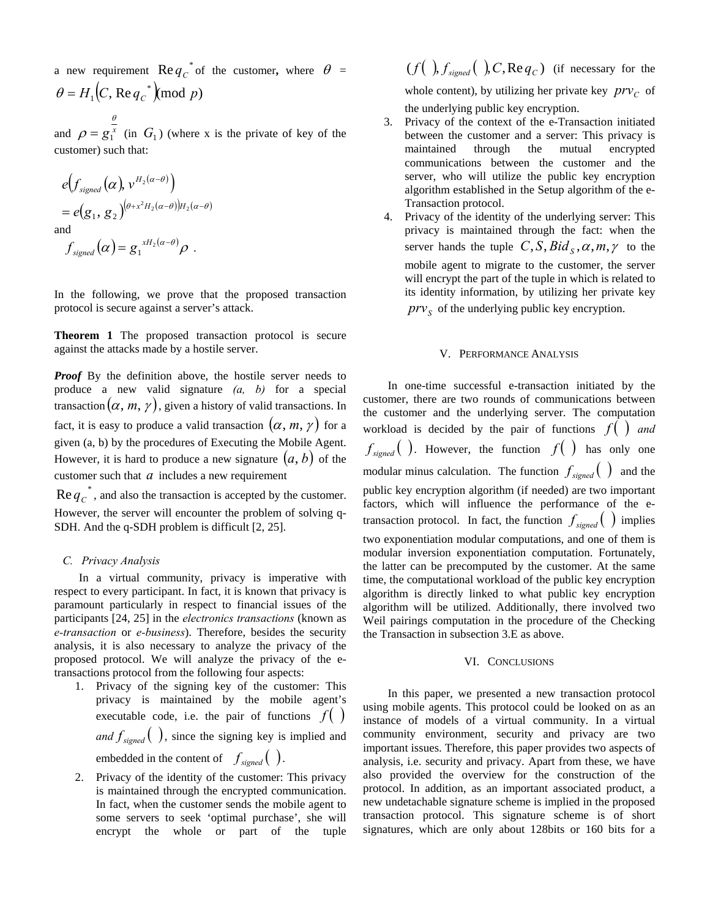a new requirement $\mathrm{Re}\,q_C^{\,*}$ of the customer**,** where $\theta$ = $\theta = H_1\left(C, \mathrm{Re}\,q_C^{\,*}\right)(\mathrm{mod}\ p)$

and $\rho = g_1^{\frac{\theta}{x}}$ (in $G_1$) (where x is the private of key of the customer) such that:

$$
\begin{aligned}
&e\left(f_{signed}(\alpha), v^{H_2(\alpha-\theta)}\right) \\
&= e(g_1, g_2)^{\left(\theta + x^2 H_2(\alpha-\theta)\right) H_2(\alpha-\theta)}
\end{aligned}
$$

and

$$
f_{signed}(\alpha) = g_1^{\,xH_2(\alpha-\theta)}\rho \ .
$$

In the following, we prove that the proposed transaction protocol is secure against a server's attack.

**Theorem 1** The proposed transaction protocol is secure against the attacks made by a hostile server.

***Proof*** By the definition above, the hostile server needs to produce a new valid signature *(a, b)* for a special transaction $(\alpha, m, \gamma)$, given a history of valid transactions. In fact, it is easy to produce a valid transaction $(\alpha, m, \gamma)$ for a given (a, b) by the procedures of Executing the Mobile Agent. However, it is hard to produce a new signature $(a, b)$ of the customer such that $a$ includes a new requirement $\mathrm{Re}\,q_C^{\,*}$, and also the transaction is accepted by the customer. However, the server will encounter the problem of solving q-SDH. And the q-SDH problem is difficult [2, 25].

### C. Privacy Analysis

In a virtual community, privacy is imperative with respect to every participant. In fact, it is known that privacy is paramount particularly in respect to financial issues of the participants [24, 25] in the *electronics transactions* (known as *e-transaction* or *e-business*). Therefore, besides the security analysis, it is also necessary to analyze the privacy of the proposed protocol. We will analyze the privacy of the e-transactions protocol from the following four aspects:

1. Privacy of the signing key of the customer: This privacy is maintained by the mobile agent's executable code, i.e. the pair of functions $f(\ )$ *and* $f_{signed}(\ )$, since the signing key is implied and embedded in the content of $f_{signed}(\ )$.
2. Privacy of the identity of the customer: This privacy is maintained through the encrypted communication. In fact, when the customer sends the mobile agent to some servers to seek 'optimal purchase', she will encrypt the whole or part of the tuple $(f(\ ), f_{signed}(\ ), C, \mathrm{Re}\,q_C)$ (if necessary for the whole content), by utilizing her private key $prv_C$ of the underlying public key encryption.
3. Privacy of the context of the e-Transaction initiated between the customer and a server: This privacy is maintained through the mutual encrypted communications between the customer and the server, who will utilize the public key encryption algorithm established in the Setup algorithm of the e-Transaction protocol.
4. Privacy of the identity of the underlying server: This privacy is maintained through the fact: when the server hands the tuple $C, S, Bid_S, \alpha, m, \gamma$ to the mobile agent to migrate to the customer, the server will encrypt the part of the tuple in which is related to its identity information, by utilizing her private key $prv_S$ of the underlying public key encryption.

## V. Performance Analysis

In one-time successful e-transaction initiated by the customer, there are two rounds of communications between the customer and the underlying server. The computation workload is decided by the pair of functions $f(\ )$ *and* $f_{signed}(\ )$. However, the function $f(\ )$ has only one modular minus calculation. The function $f_{signed}(\ )$ and the public key encryption algorithm (if needed) are two important factors, which will influence the performance of the e-transaction protocol. In fact, the function $f_{signed}(\ )$ implies two exponentiation modular computations, and one of them is modular inversion exponentiation computation. Fortunately, the latter can be precomputed by the customer. At the same time, the computational workload of the public key encryption algorithm is directly linked to what public key encryption algorithm will be utilized. Additionally, there involved two Weil pairings computation in the procedure of the Checking the Transaction in subsection 3.E as above.

## VI. Conclusions

In this paper, we presented a new transaction protocol using mobile agents. This protocol could be looked on as an instance of models of a virtual community. In a virtual community environment, security and privacy are two important issues. Therefore, this paper provides two aspects of analysis, i.e. security and privacy. Apart from these, we have also provided the overview for the construction of the protocol. In addition, as an important associated product, a new undetachable signature scheme is implied in the proposed transaction protocol. This signature scheme is of short signatures, which are only about 128bits or 160 bits for a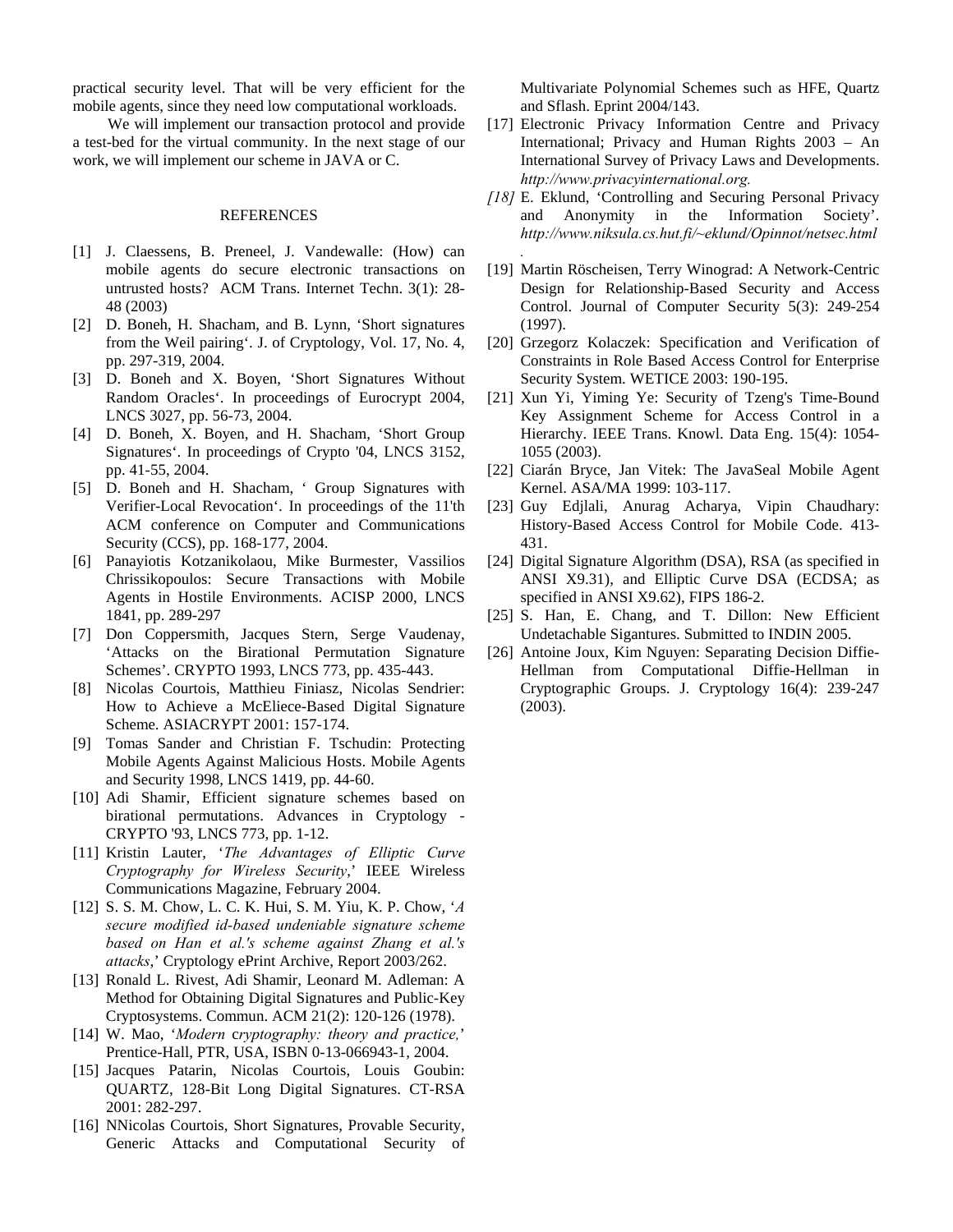practical security level. That will be very efficient for the mobile agents, since they need low computational workloads.

We will implement our transaction protocol and provide a test-bed for the virtual community. In the next stage of our work, we will implement our scheme in JAVA or C.

## REFERENCES

[1] J. Claessens, B. Preneel, J. Vandewalle: (How) can mobile agents do secure electronic transactions on untrusted hosts? ACM Trans. Internet Techn. 3(1): 28-48 (2003)

[2] D. Boneh, H. Shacham, and B. Lynn, 'Short signatures from the Weil pairing'. J. of Cryptology, Vol. 17, No. 4, pp. 297-319, 2004.

[3] D. Boneh and X. Boyen, 'Short Signatures Without Random Oracles'. In proceedings of Eurocrypt 2004, LNCS 3027, pp. 56-73, 2004.

[4] D. Boneh, X. Boyen, and H. Shacham, 'Short Group Signatures'. In proceedings of Crypto '04, LNCS 3152, pp. 41-55, 2004.

[5] D. Boneh and H. Shacham, ' Group Signatures with Verifier-Local Revocation'. In proceedings of the 11'th ACM conference on Computer and Communications Security (CCS), pp. 168-177, 2004.

[6] Panayiotis Kotzanikolaou, Mike Burmester, Vassilios Chrissikopoulos: Secure Transactions with Mobile Agents in Hostile Environments. ACISP 2000, LNCS 1841, pp. 289-297

[7] Don Coppersmith, Jacques Stern, Serge Vaudenay, 'Attacks on the Birational Permutation Signature Schemes'. CRYPTO 1993, LNCS 773, pp. 435-443.

[8] Nicolas Courtois, Matthieu Finiasz, Nicolas Sendrier: How to Achieve a McEliece-Based Digital Signature Scheme. ASIACRYPT 2001: 157-174.

[9] Tomas Sander and Christian F. Tschudin: Protecting Mobile Agents Against Malicious Hosts. Mobile Agents and Security 1998, LNCS 1419, pp. 44-60.

[10] Adi Shamir, Efficient signature schemes based on birational permutations. Advances in Cryptology - CRYPTO '93, LNCS 773, pp. 1-12.

[11] Kristin Lauter, '*The Advantages of Elliptic Curve Cryptography for Wireless Security*,' IEEE Wireless Communications Magazine, February 2004.

[12] S. S. M. Chow, L. C. K. Hui, S. M. Yiu, K. P. Chow, '*A secure modified id-based undeniable signature scheme based on Han et al.'s scheme against Zhang et al.'s attacks*,' Cryptology ePrint Archive, Report 2003/262.

[13] Ronald L. Rivest, Adi Shamir, Leonard M. Adleman: A Method for Obtaining Digital Signatures and Public-Key Cryptosystems. Commun. ACM 21(2): 120-126 (1978).

[14] W. Mao, '*Modern* c*ryptography: theory and practice,*' Prentice-Hall, PTR, USA, ISBN 0-13-066943-1, 2004.

[15] Jacques Patarin, Nicolas Courtois, Louis Goubin: QUARTZ, 128-Bit Long Digital Signatures. CT-RSA 2001: 282-297.

[16] NNicolas Courtois, Short Signatures, Provable Security, Generic Attacks and Computational Security of Multivariate Polynomial Schemes such as HFE, Quartz and Sflash. Eprint 2004/143.

[17] Electronic Privacy Information Centre and Privacy International; Privacy and Human Rights 2003 – An International Survey of Privacy Laws and Developments. *http://www.privacyinternational.org.*

*[18]* E. Eklund, 'Controlling and Securing Personal Privacy and Anonymity in the Information Society'. *http://www.niksula.cs.hut.fi/~eklund/Opinnot/netsec.html .*

[19] Martin Röscheisen, Terry Winograd: A Network-Centric Design for Relationship-Based Security and Access Control. Journal of Computer Security 5(3): 249-254 (1997).

[20] Grzegorz Kolaczek: Specification and Verification of Constraints in Role Based Access Control for Enterprise Security System. WETICE 2003: 190-195.

[21] Xun Yi, Yiming Ye: Security of Tzeng's Time-Bound Key Assignment Scheme for Access Control in a Hierarchy. IEEE Trans. Knowl. Data Eng. 15(4): 1054-1055 (2003).

[22] Ciarán Bryce, Jan Vitek: The JavaSeal Mobile Agent Kernel. ASA/MA 1999: 103-117.

[23] Guy Edjlali, Anurag Acharya, Vipin Chaudhary: History-Based Access Control for Mobile Code. 413-431.

[24] Digital Signature Algorithm (DSA), RSA (as specified in ANSI X9.31), and Elliptic Curve DSA (ECDSA; as specified in ANSI X9.62), FIPS 186-2.

[25] S. Han, E. Chang, and T. Dillon: New Efficient Undetachable Sigantures. Submitted to INDIN 2005.

[26] Antoine Joux, Kim Nguyen: Separating Decision Diffie-Hellman from Computational Diffie-Hellman in Cryptographic Groups. J. Cryptology 16(4): 239-247 (2003).